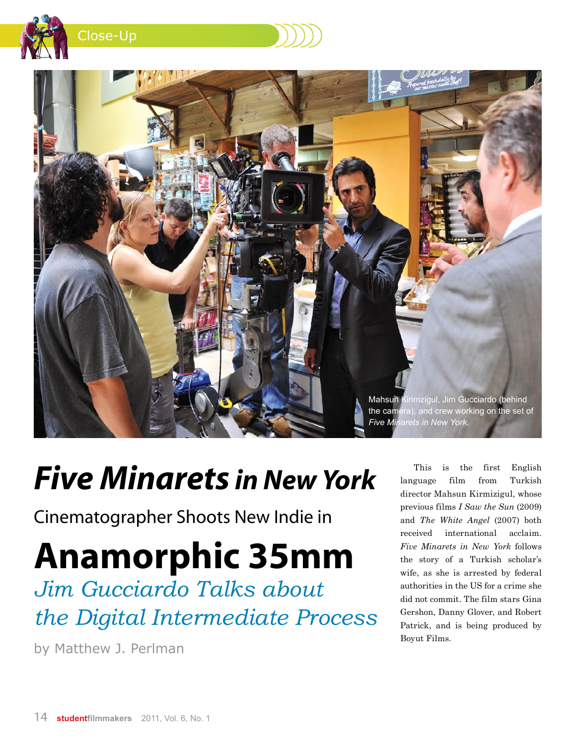Mahsun Kirimzigul, Jim Gucciardo (behind the camera), and crew working on the set of *Five Minarets in New York*.

# *Five Minarets* in New York

## Cinematographer Shoots New Indie in

# Anamorphic 35mm

## *Jim Gucciardo Talks about the Digital Intermediate Process*

by Matthew J. Perlman

This is the first English language film from Turkish director Mahsun Kirmizigul, whose previous films *I Saw the Sun* (2009) and *The White Angel* (2007) both received international acclaim. *Five Minarets in New York* follows the story of a Turkish scholar's wife, as she is arrested by federal authorities in the US for a crime she did not commit. The film stars Gina Gershon, Danny Glover, and Robert Patrick, and is being produced by Boyut Films.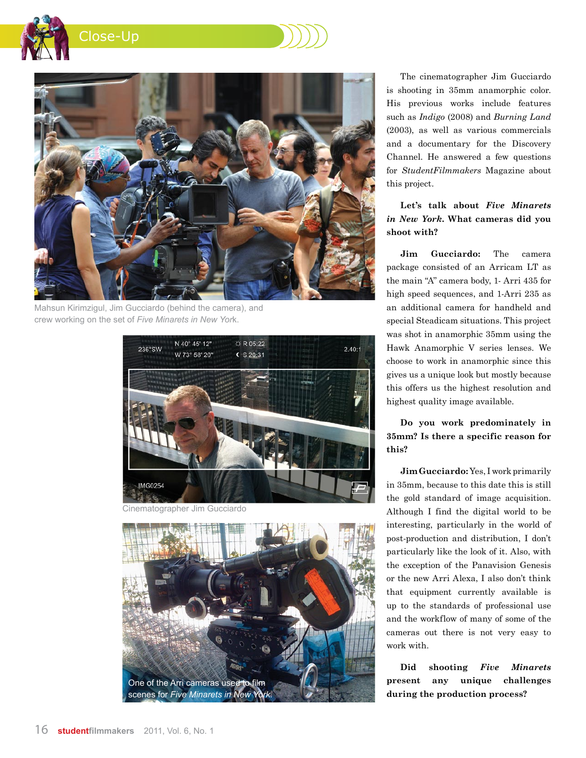Mahsun Kirimzigul, Jim Gucciardo (behind the camera), and crew working on the set of *Five Minarets in New York*.

Cinematographer Jim Gucciardo

One of the Arri cameras used to film scenes for *Five Minarets in New York*.

The cinematographer Jim Gucciardo is shooting in 35mm anamorphic color. His previous works include features such as *Indigo* (2008) and *Burning Land* (2003), as well as various commercials and a documentary for the Discovery Channel. He answered a few questions for *StudentFilmmakers* Magazine about this project.

**Let's talk about *Five Minarets in New York*. What cameras did you shoot with?**

**Jim Gucciardo:** The camera package consisted of an Arricam LT as the main "A" camera body, 1- Arri 435 for high speed sequences, and 1-Arri 235 as an additional camera for handheld and special Steadicam situations. This project was shot in anamorphic 35mm using the Hawk Anamorphic V series lenses. We choose to work in anamorphic since this gives us a unique look but mostly because this offers us the highest resolution and highest quality image available.

**Do you work predominately in 35mm? Is there a specific reason for this?**

**Jim Gucciardo:** Yes, I work primarily in 35mm, because to this date this is still the gold standard of image acquisition. Although I find the digital world to be interesting, particularly in the world of post-production and distribution, I don't particularly like the look of it. Also, with the exception of the Panavision Genesis or the new Arri Alexa, I also don't think that equipment currently available is up to the standards of professional use and the workflow of many of some of the cameras out there is not very easy to work with.

**Did shooting *Five Minarets* present any unique challenges during the production process?**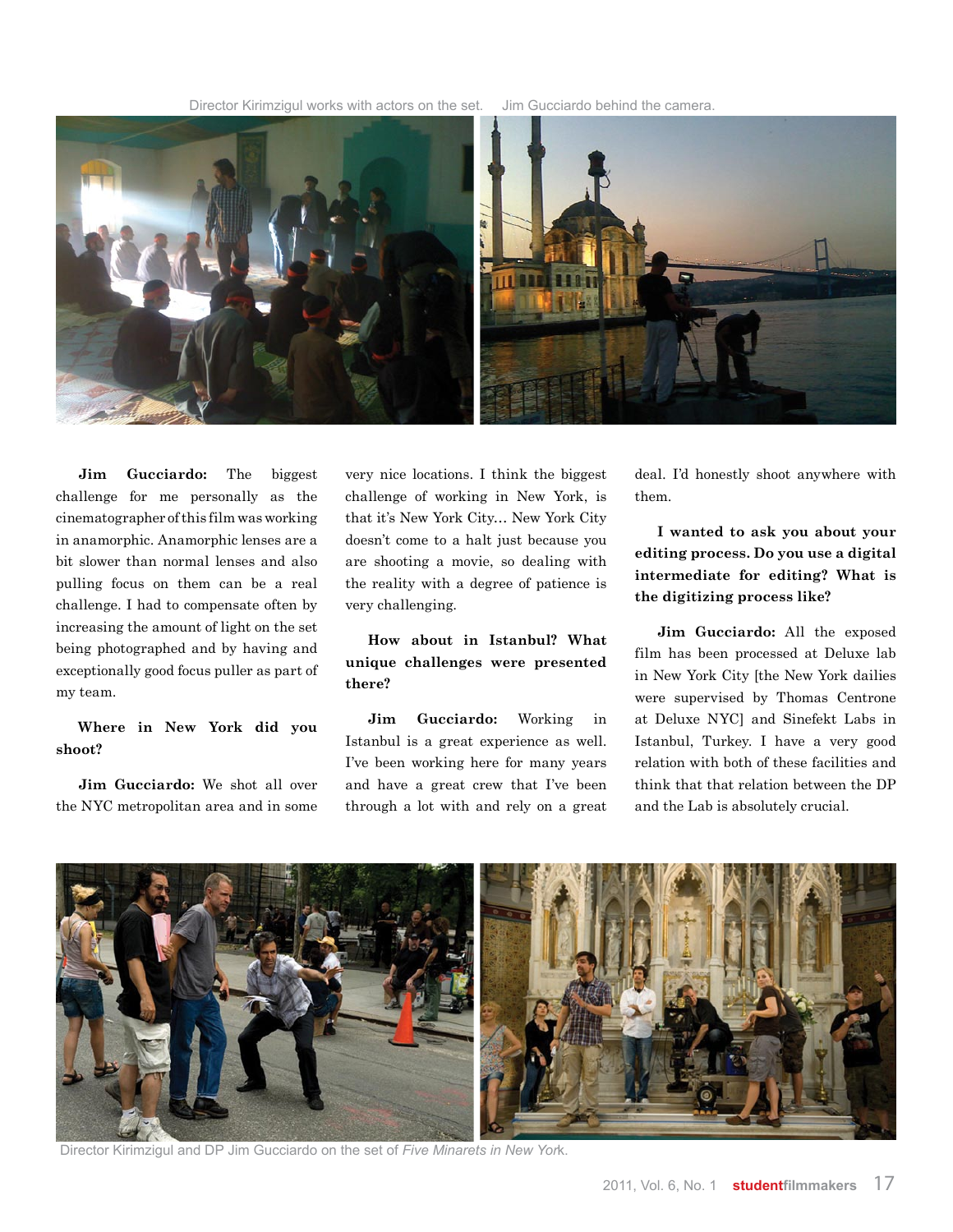Director Kirimzigul works with actors on the set.

Jim Gucciardo behind the camera.

**Jim Gucciardo:** The biggest challenge for me personally as the cinematographer of this film was working in anamorphic. Anamorphic lenses are a bit slower than normal lenses and also pulling focus on them can be a real challenge. I had to compensate often by increasing the amount of light on the set being photographed and by having and exceptionally good focus puller as part of my team.

**Where in New York did you shoot?**

**Jim Gucciardo:** We shot all over the NYC metropolitan area and in some very nice locations. I think the biggest challenge of working in New York, is that it's New York City… New York City doesn't come to a halt just because you are shooting a movie, so dealing with the reality with a degree of patience is very challenging.

**How about in Istanbul? What unique challenges were presented there?**

**Jim Gucciardo:** Working in Istanbul is a great experience as well. I've been working here for many years and have a great crew that I've been through a lot with and rely on a great deal. I'd honestly shoot anywhere with them.

**I wanted to ask you about your editing process. Do you use a digital intermediate for editing? What is the digitizing process like?**

**Jim Gucciardo:** All the exposed film has been processed at Deluxe lab in New York City [the New York dailies were supervised by Thomas Centrone at Deluxe NYC] and Sinefekt Labs in Istanbul, Turkey. I have a very good relation with both of these facilities and think that that relation between the DP and the Lab is absolutely crucial.

Director Kirimzigul and DP Jim Gucciardo on the set of *Five Minarets in New York*.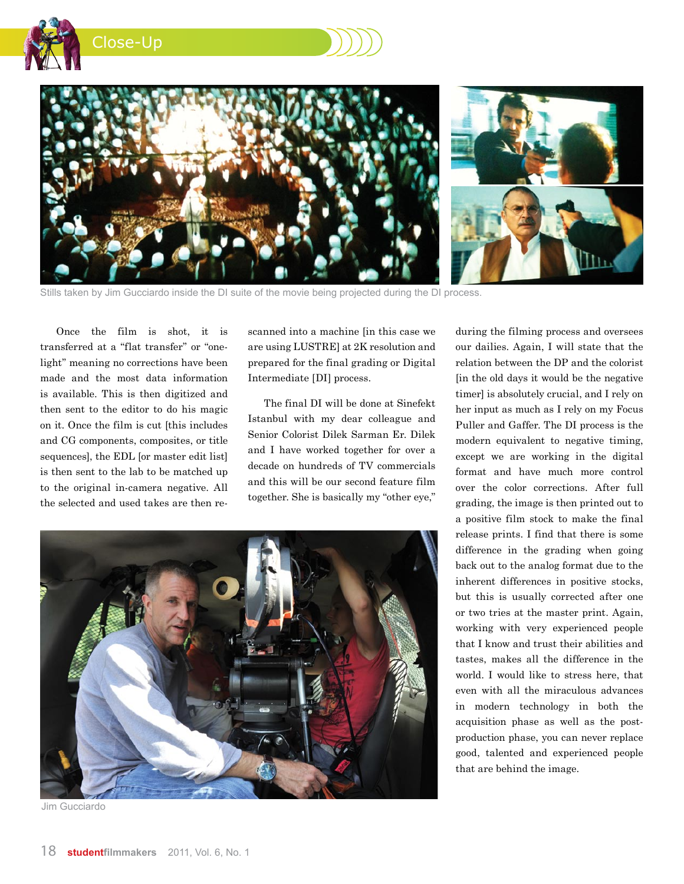Stills taken by Jim Gucciardo inside the DI suite of the movie being projected during the DI process.

Once the film is shot, it is transferred at a "flat transfer" or "one-light" meaning no corrections have been made and the most data information is available. This is then digitized and then sent to the editor to do his magic on it. Once the film is cut [this includes and CG components, composites, or title sequences], the EDL [or master edit list] is then sent to the lab to be matched up to the original in-camera negative. All the selected and used takes are then re-scanned into a machine [in this case we are using LUSTRE] at 2K resolution and prepared for the final grading or Digital Intermediate [DI] process.

The final DI will be done at Sinefekt Istanbul with my dear colleague and Senior Colorist Dilek Sarman Er. Dilek and I have worked together for over a decade on hundreds of TV commercials and this will be our second feature film together. She is basically my "other eye," during the filming process and oversees our dailies. Again, I will state that the relation between the DP and the colorist [in the old days it would be the negative timer] is absolutely crucial, and I rely on her input as much as I rely on my Focus Puller and Gaffer. The DI process is the modern equivalent to negative timing, except we are working in the digital format and have much more control over the color corrections. After full grading, the image is then printed out to a positive film stock to make the final release prints. I find that there is some difference in the grading when going back out to the analog format due to the inherent differences in positive stocks, but this is usually corrected after one or two tries at the master print. Again, working with very experienced people that I know and trust their abilities and tastes, makes all the difference in the world. I would like to stress here, that even with all the miraculous advances in modern technology in both the acquisition phase as well as the post-production phase, you can never replace good, talented and experienced people that are behind the image.

Jim Gucciardo